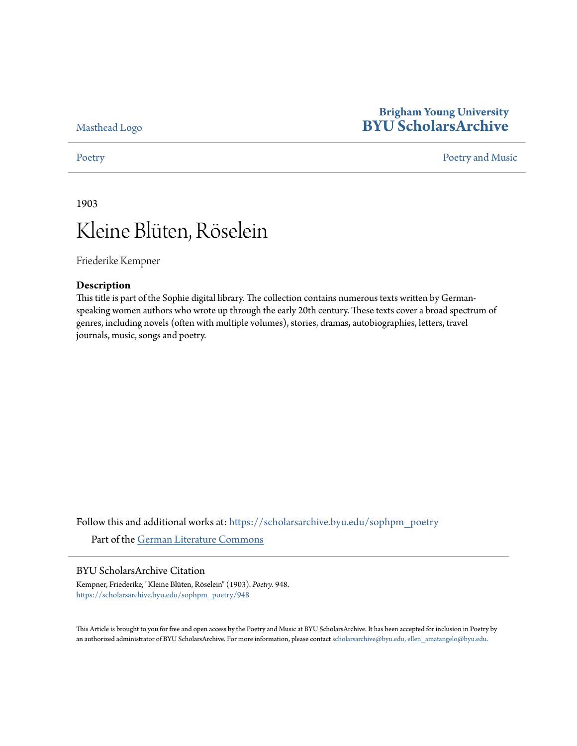Masthead Logo

**Brigham Young University**
**BYU ScholarsArchive**

Poetry | Poetry and Music

1903

# Kleine Blüten, Röselein

Friederike Kempner

### Description

This title is part of the Sophie digital library. The collection contains numerous texts written by German-speaking women authors who wrote up through the early 20th century. These texts cover a broad spectrum of genres, including novels (often with multiple volumes), stories, dramas, autobiographies, letters, travel journals, music, songs and poetry.

Follow this and additional works at: https://scholarsarchive.byu.edu/sophpm_poetry

Part of the German Literature Commons

### BYU ScholarsArchive Citation

Kempner, Friederike, "Kleine Blüten, Röselein" (1903). *Poetry*. 948.
https://scholarsarchive.byu.edu/sophpm_poetry/948

This Article is brought to you for free and open access by the Poetry and Music at BYU ScholarsArchive. It has been accepted for inclusion in Poetry by an authorized administrator of BYU ScholarsArchive. For more information, please contact scholarsarchive@byu.edu, ellen_amatangelo@byu.edu.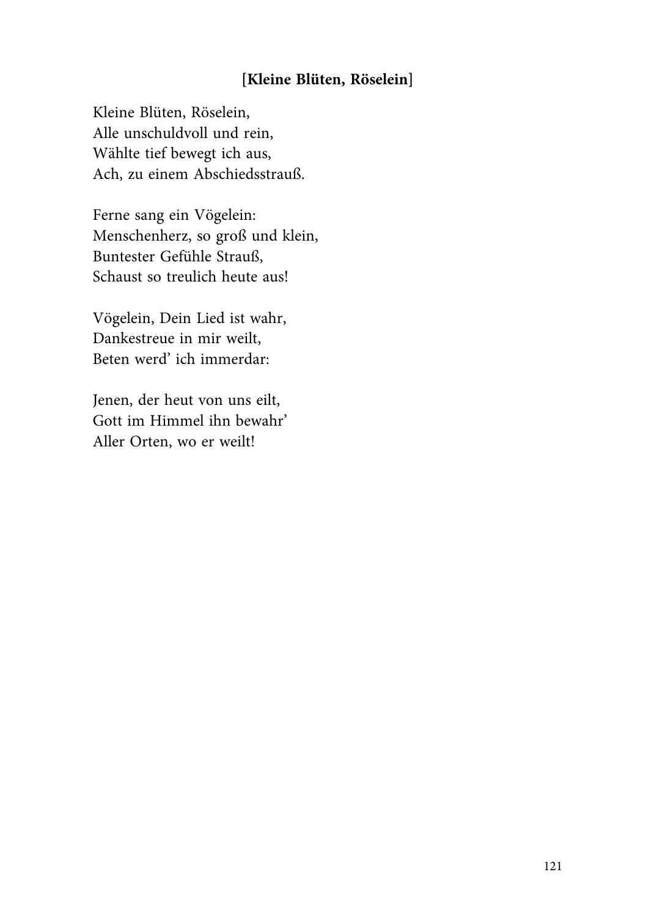### [Kleine Blüten, Röselein]

Kleine Blüten, Röselein,  
Alle unschuldvoll und rein,  
Wählte tief bewegt ich aus,  
Ach, zu einem Abschiedsstrauß.

Ferne sang ein Vögelein:  
Menschenherz, so groß und klein,  
Buntester Gefühle Strauß,  
Schaust so treulich heute aus!

Vögelein, Dein Lied ist wahr,  
Dankestreue in mir weilt,  
Beten werd' ich immerdar:

Jenen, der heut von uns eilt,  
Gott im Himmel ihn bewahr'  
Aller Orten, wo er weilt!